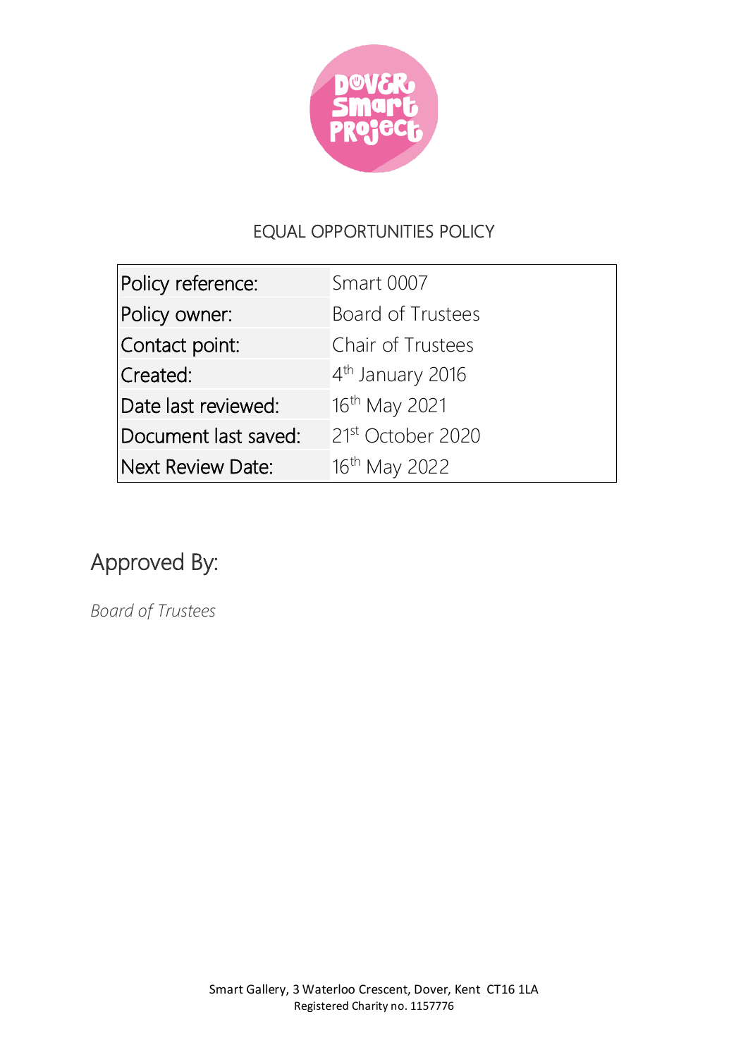# EQUAL OPPORTUNITIES POLICY

| Policy reference: | Smart 0007 |
|---|---|
| Policy owner: | Board of Trustees |
| Contact point: | Chair of Trustees |
| Created: | 4th January 2016 |
| Date last reviewed: | 16th May 2021 |
| Document last saved: | 21st October 2020 |
| Next Review Date: | 16th May 2022 |

## Approved By:

*Board of Trustees*

Smart Gallery, 3 Waterloo Crescent, Dover, Kent CT16 1LA
Registered Charity no. 1157776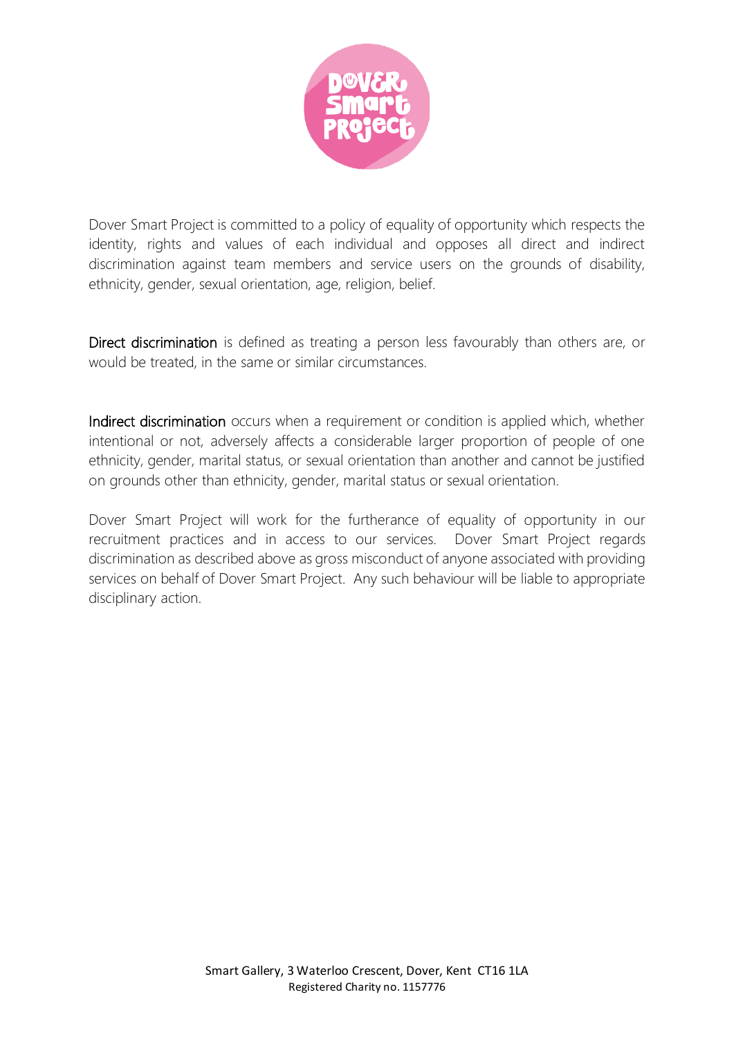Dover Smart Project is committed to a policy of equality of opportunity which respects the identity, rights and values of each individual and opposes all direct and indirect discrimination against team members and service users on the grounds of disability, ethnicity, gender, sexual orientation, age, religion, belief.

**Direct discrimination** is defined as treating a person less favourably than others are, or would be treated, in the same or similar circumstances.

**Indirect discrimination** occurs when a requirement or condition is applied which, whether intentional or not, adversely affects a considerable larger proportion of people of one ethnicity, gender, marital status, or sexual orientation than another and cannot be justified on grounds other than ethnicity, gender, marital status or sexual orientation.

Dover Smart Project will work for the furtherance of equality of opportunity in our recruitment practices and in access to our services. Dover Smart Project regards discrimination as described above as gross misconduct of anyone associated with providing services on behalf of Dover Smart Project. Any such behaviour will be liable to appropriate disciplinary action.

Smart Gallery, 3 Waterloo Crescent, Dover, Kent CT16 1LA
Registered Charity no. 1157776